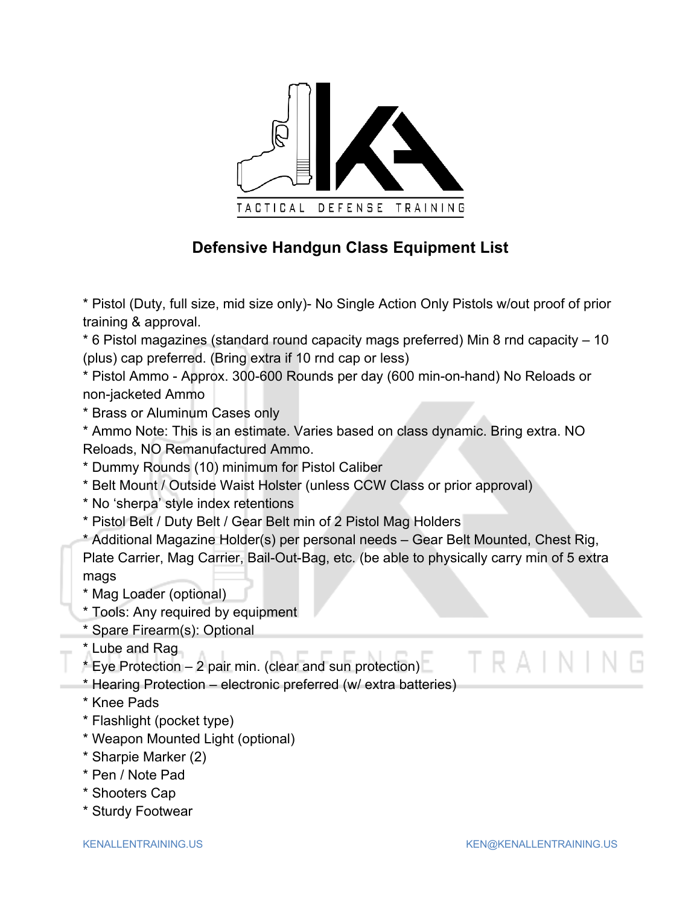TACTICAL DEFENSE TRAINING

## Defensive Handgun Class Equipment List

* Pistol (Duty, full size, mid size only)- No Single Action Only Pistols w/out proof of prior training & approval.
* 6 Pistol magazines (standard round capacity mags preferred) Min 8 rnd capacity – 10 (plus) cap preferred. (Bring extra if 10 rnd cap or less)
* Pistol Ammo - Approx. 300-600 Rounds per day (600 min-on-hand) No Reloads or non-jacketed Ammo
* Brass or Aluminum Cases only
* Ammo Note: This is an estimate. Varies based on class dynamic. Bring extra. NO Reloads, NO Remanufactured Ammo.
* Dummy Rounds (10) minimum for Pistol Caliber
* Belt Mount / Outside Waist Holster (unless CCW Class or prior approval)
* No 'sherpa' style index retentions
* Pistol Belt / Duty Belt / Gear Belt min of 2 Pistol Mag Holders
* Additional Magazine Holder(s) per personal needs – Gear Belt Mounted, Chest Rig, Plate Carrier, Mag Carrier, Bail-Out-Bag, etc. (be able to physically carry min of 5 extra mags
* Mag Loader (optional)
* Tools: Any required by equipment
* Spare Firearm(s): Optional
* Lube and Rag
* Eye Protection – 2 pair min. (clear and sun protection)
* Hearing Protection – electronic preferred (w/ extra batteries)
* Knee Pads
* Flashlight (pocket type)
* Weapon Mounted Light (optional)
* Sharpie Marker (2)
* Pen / Note Pad
* Shooters Cap
* Sturdy Footwear

KENALLENTRAINING.US KEN@KENALLENTRAINING.US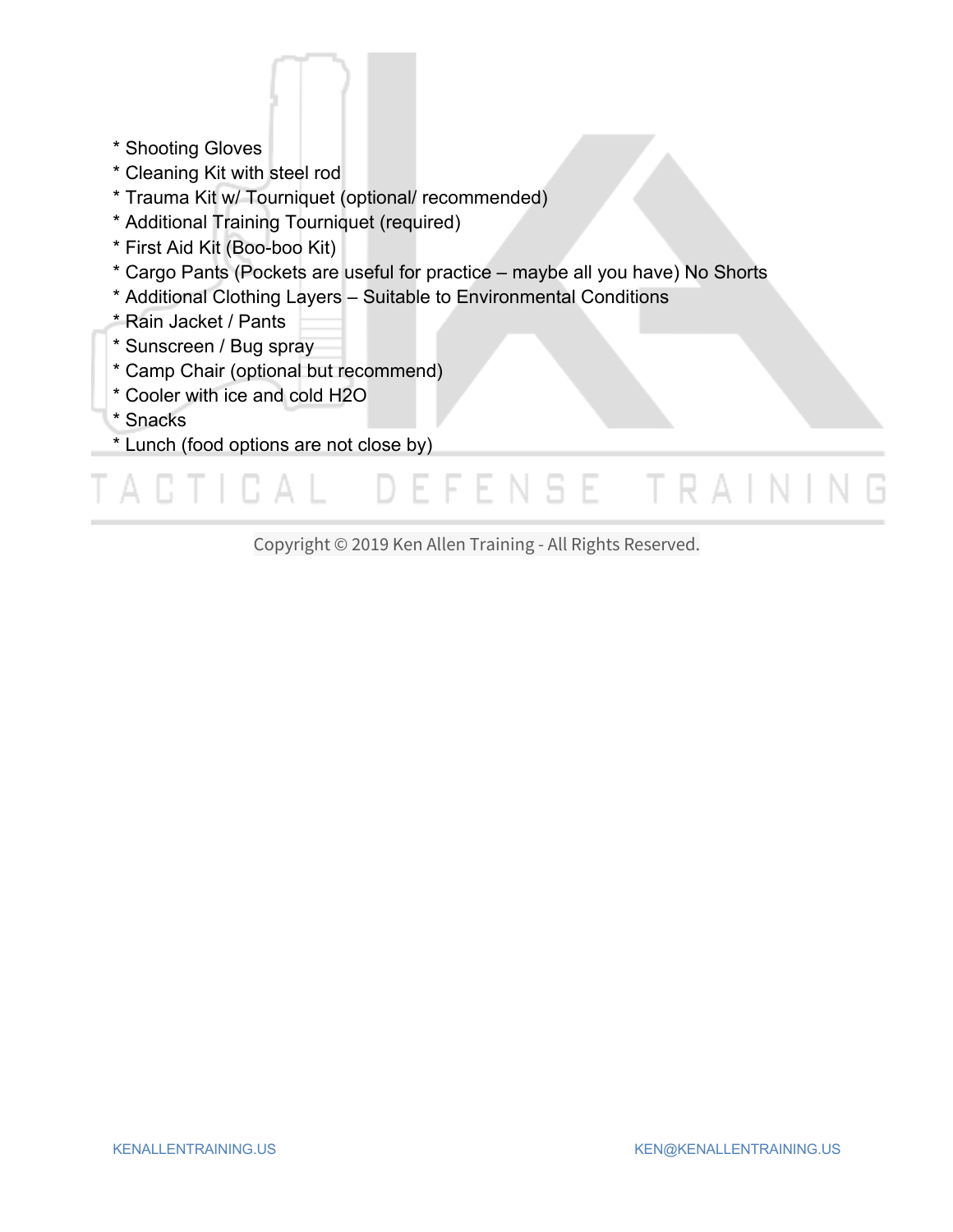* Shooting Gloves
* Cleaning Kit with steel rod
* Trauma Kit w/ Tourniquet (optional/ recommended)
* Additional Training Tourniquet (required)
* First Aid Kit (Boo-boo Kit)
* Cargo Pants (Pockets are useful for practice – maybe all you have) No Shorts
* Additional Clothing Layers – Suitable to Environmental Conditions
* Rain Jacket / Pants
* Sunscreen / Bug spray
* Camp Chair (optional but recommend)
* Cooler with ice and cold H2O
* Snacks
* Lunch (food options are not close by)

TACTICAL DEFENSE TRAINING

Copyright © 2019 Ken Allen Training - All Rights Reserved.